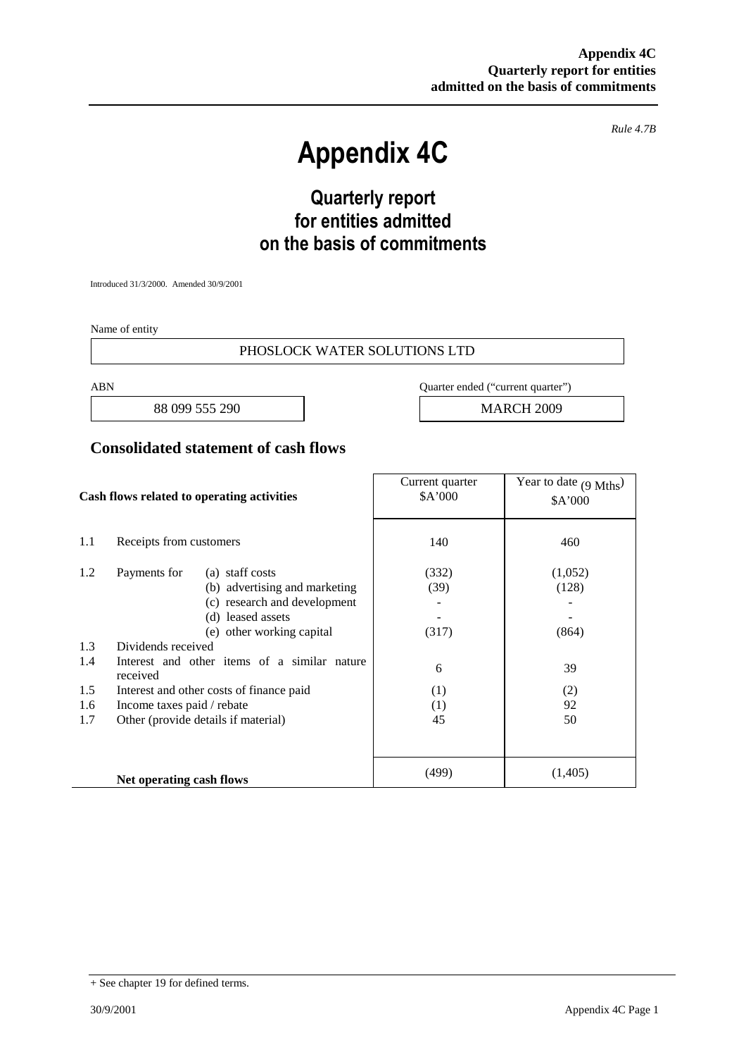*Rule 4.7B*

# Appendix 4C

## Quarterly report for entities admitted on the basis of commitments

Introduced 31/3/2000. Amended 30/9/2001

Name of entity

| PHOSLOCK WATER SOLUTIONS LTD |
|---|

| ABN | Quarter ended ("current quarter") |
|---|---|
| 88 099 555 290 | MARCH 2009 |

## Consolidated statement of cash flows

| | Cash flows related to operating activities | Current quarter $A'000 | Year to date (9 Mths) $A'000 |
|---|---|---|---|
| 1.1 | Receipts from customers | 140 | 460 |
| 1.2 | Payments for (a) staff costs | (332) | (1,052) |
| | (b) advertising and marketing | (39) | (128) |
| | (c) research and development | - | - |
| | (d) leased assets | - | - |
| | (e) other working capital | (317) | (864) |
| 1.3 | Dividends received | | |
| 1.4 | Interest and other items of a similar nature received | 6 | 39 |
| 1.5 | Interest and other costs of finance paid | (1) | (2) |
| 1.6 | Income taxes paid / rebate | (1) | 92 |
| 1.7 | Other (provide details if material) | 45 | 50 |
| | **Net operating cash flows** | (499) | (1,405) |

+ See chapter 19 for defined terms.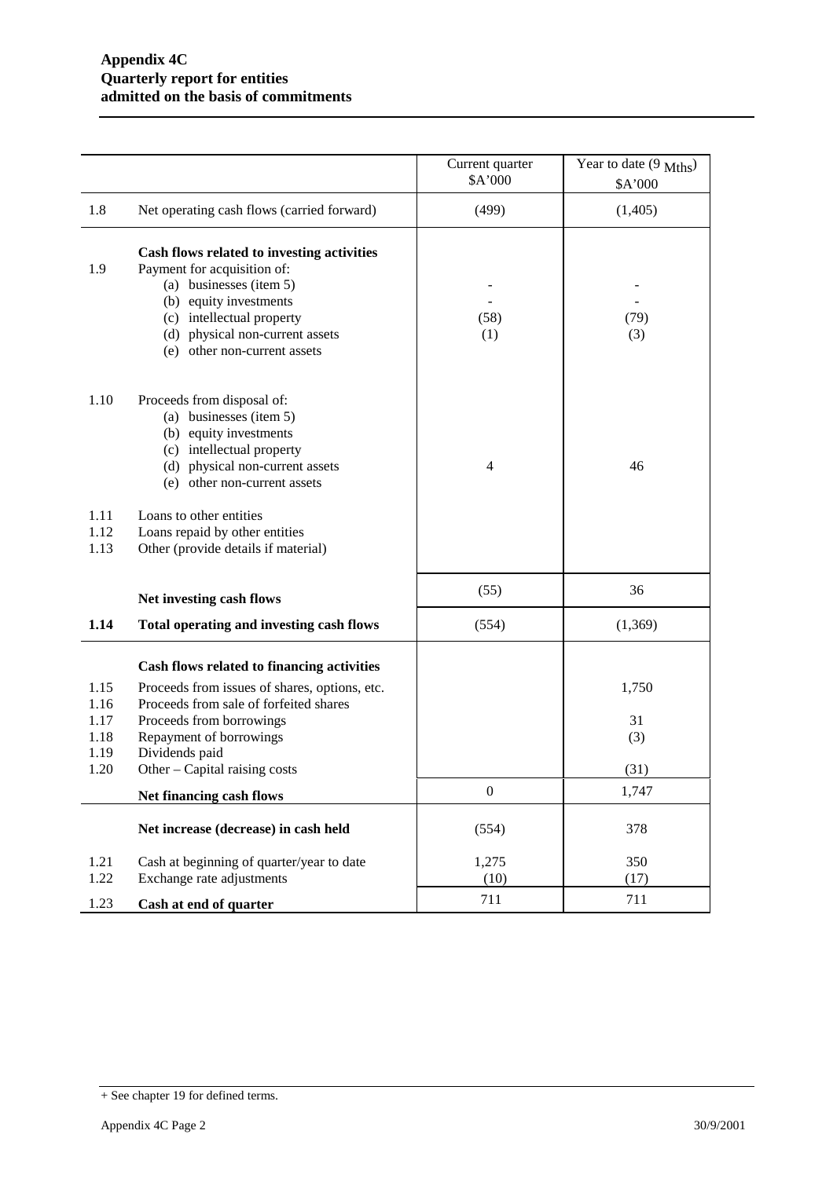**Appendix 4C**
**Quarterly report for entities admitted on the basis of commitments**

| | | Current quarter $A'000 | Year to date (9 Mths) $A'000 |
|---|---|---|---|
| 1.8 | Net operating cash flows (carried forward) | (499) | (1,405) |
| | **Cash flows related to investing activities** | | |
| 1.9 | Payment for acquisition of: | | |
| | (a) businesses (item 5) | - | - |
| | (b) equity investments | - | - |
| | (c) intellectual property | (58) | (79) |
| | (d) physical non-current assets | (1) | (3) |
| | (e) other non-current assets | | |
| 1.10 | Proceeds from disposal of: | | |
| | (a) businesses (item 5) | | |
| | (b) equity investments | | |
| | (c) intellectual property | | |
| | (d) physical non-current assets | 4 | 46 |
| | (e) other non-current assets | | |
| 1.11 | Loans to other entities | | |
| 1.12 | Loans repaid by other entities | | |
| 1.13 | Other (provide details if material) | | |
| | **Net investing cash flows** | (55) | 36 |
| **1.14** | **Total operating and investing cash flows** | (554) | (1,369) |
| | **Cash flows related to financing activities** | | |
| 1.15 | Proceeds from issues of shares, options, etc. | | 1,750 |
| 1.16 | Proceeds from sale of forfeited shares | | |
| 1.17 | Proceeds from borrowings | | 31 |
| 1.18 | Repayment of borrowings | | (3) |
| 1.19 | Dividends paid | | |
| 1.20 | Other – Capital raising costs | | (31) |
| | **Net financing cash flows** | 0 | 1,747 |
| | **Net increase (decrease) in cash held** | (554) | 378 |
| 1.21 | Cash at beginning of quarter/year to date | 1,275 | 350 |
| 1.22 | Exchange rate adjustments | (10) | (17) |
| 1.23 | **Cash at end of quarter** | 711 | 711 |

+ See chapter 19 for defined terms.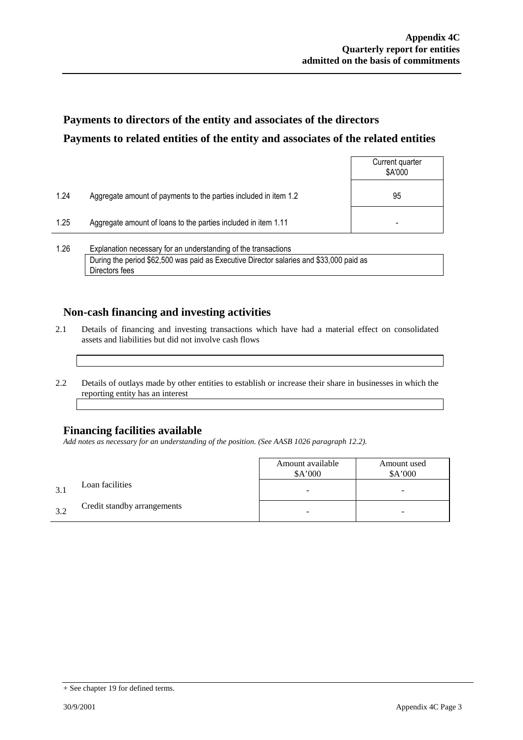## Payments to directors of the entity and associates of the directors

## Payments to related entities of the entity and associates of the related entities

| | | Current quarter $A'000 |
|---|---|---|
| 1.24 | Aggregate amount of payments to the parties included in item 1.2 | 95 |
| 1.25 | Aggregate amount of loans to the parties included in item 1.11 | - |

1.26 Explanation necessary for an understanding of the transactions

During the period $62,500 was paid as Executive Director salaries and $33,000 paid as Directors fees

## Non-cash financing and investing activities

2.1 Details of financing and investing transactions which have had a material effect on consolidated assets and liabilities but did not involve cash flows

2.2 Details of outlays made by other entities to establish or increase their share in businesses in which the reporting entity has an interest

## Financing facilities available

*Add notes as necessary for an understanding of the position. (See AASB 1026 paragraph 12.2).*

| | | Amount available $A'000 | Amount used $A'000 |
|---|---|---|---|
| 3.1 | Loan facilities | - | - |
| 3.2 | Credit standby arrangements | - | - |

+ See chapter 19 for defined terms.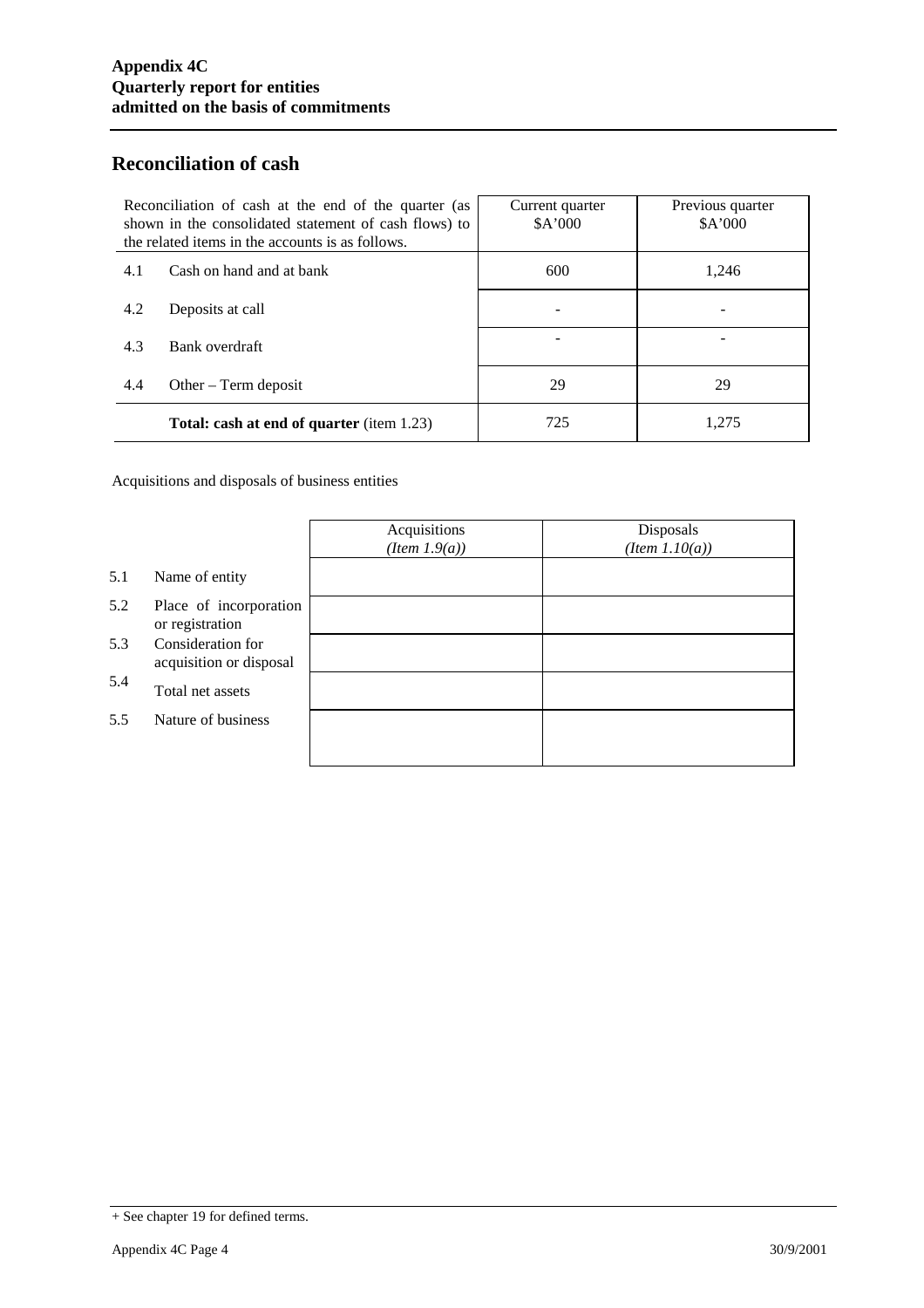**Appendix 4C**
**Quarterly report for entities**
**admitted on the basis of commitments**

## Reconciliation of cash

| Reconciliation of cash at the end of the quarter (as shown in the consolidated statement of cash flows) to the related items in the accounts is as follows. | | Current quarter $A'000 | Previous quarter $A'000 |
|---|---|---|---|
| 4.1 | Cash on hand and at bank | 600 | 1,246 |
| 4.2 | Deposits at call | - | - |
| 4.3 | Bank overdraft | - | - |
| 4.4 | Other – Term deposit | 29 | 29 |
| | **Total: cash at end of quarter** (item 1.23) | 725 | 1,275 |

Acquisitions and disposals of business entities

| | | Acquisitions *(Item 1.9(a))* | Disposals *(Item 1.10(a))* |
|---|---|---|---|
| 5.1 | Name of entity | | |
| 5.2 | Place of incorporation or registration | | |
| 5.3 | Consideration for acquisition or disposal | | |
| 5.4 | Total net assets | | |
| 5.5 | Nature of business | | |

+ See chapter 19 for defined terms.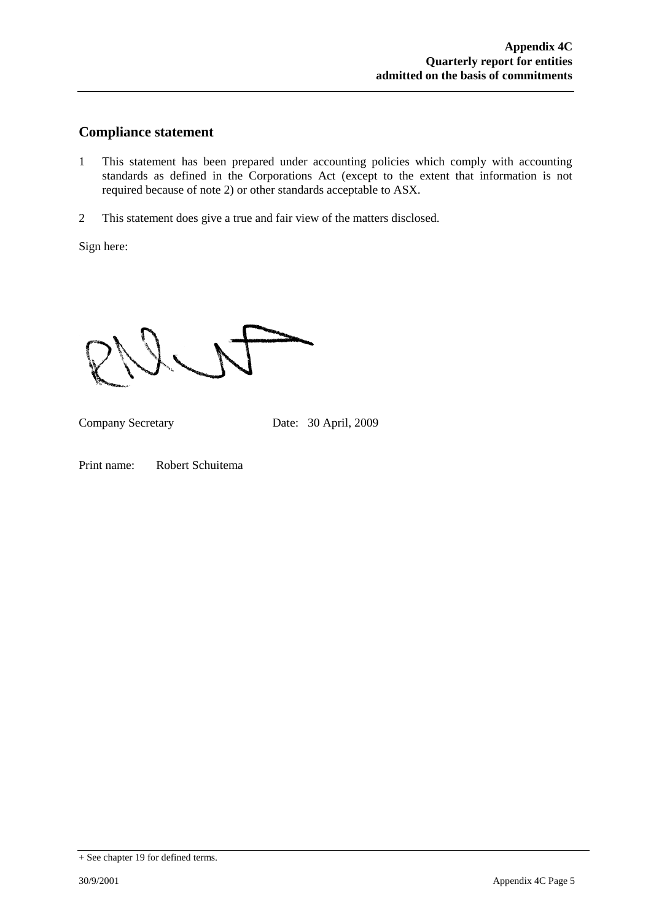## Compliance statement

1. This statement has been prepared under accounting policies which comply with accounting standards as defined in the Corporations Act (except to the extent that information is not required because of note 2) or other standards acceptable to ASX.

2. This statement does give a true and fair view of the matters disclosed.

Sign here:

Company Secretary          Date: 30 April, 2009

Print name: Robert Schuitema

+ See chapter 19 for defined terms.